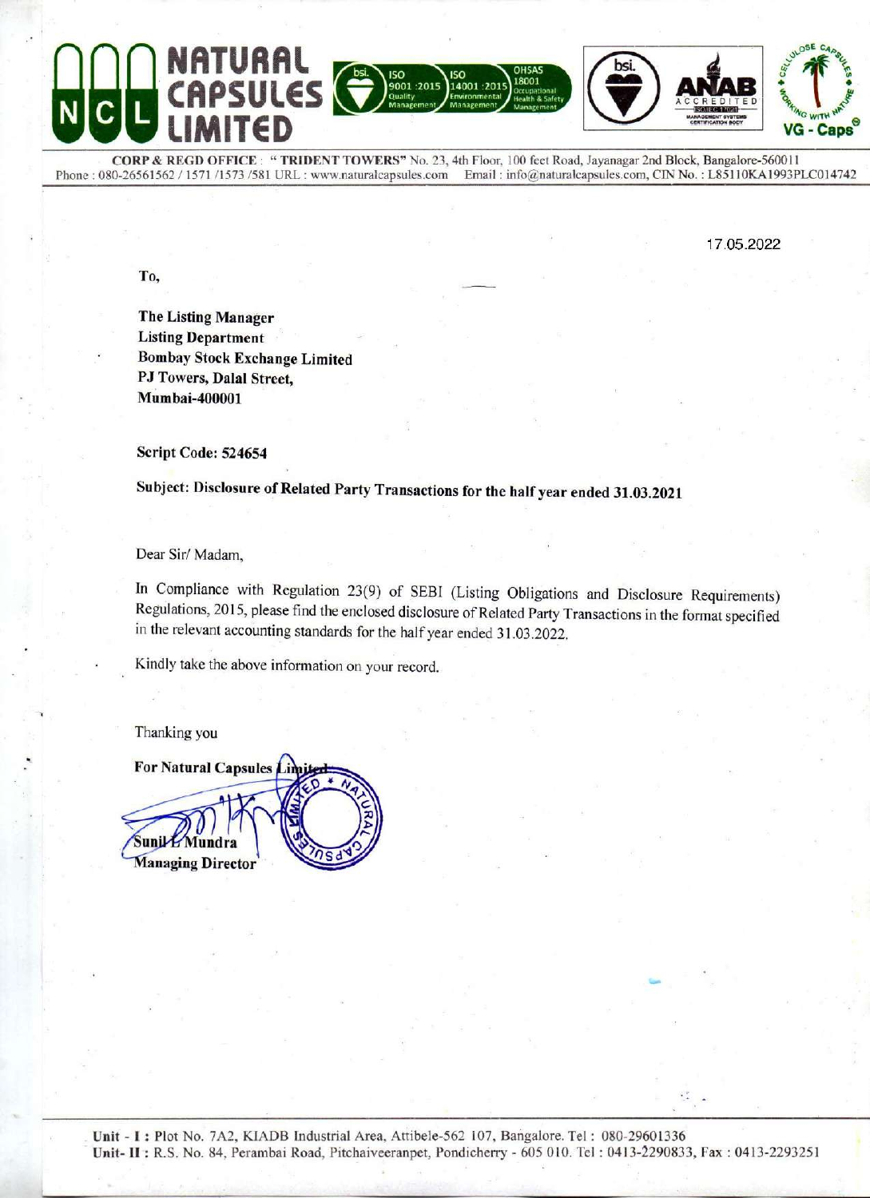# NATURAL CAPSULES LIMITED

**CORP & REGD OFFICE** : "**TRIDENT TOWERS**" No. 23, 4th Floor, 100 feet Road, Jayanagar 2nd Block, Bangalore-560011
Phone : 080-26561562 / 1571 /1573 /581 URL : www.naturalcapsules.com Email : info@naturalcapsules.com, CIN No. : L85110KA1993PLC014742

17.05.2022

To,

**The Listing Manager**
**Listing Department**
**Bombay Stock Exchange Limited**
**PJ Towers, Dalal Street,**
**Mumbai-400001**

**Script Code: 524654**

**Subject: Disclosure of Related Party Transactions for the half year ended 31.03.2021**

Dear Sir/ Madam,

In Compliance with Regulation 23(9) of SEBI (Listing Obligations and Disclosure Requirements) Regulations, 2015, please find the enclosed disclosure of Related Party Transactions in the format specified in the relevant accounting standards for the half year ended 31.03.2022.

Kindly take the above information on your record.

Thanking you

**For Natural Capsules Limited**

**Sunil L Mundra**
**Managing Director**

**Unit - I :** Plot No. 7A2, KIADB Industrial Area, Attibele-562 107, Bangalore. Tel : 080-29601336
**Unit- II :** R.S. No. 84, Perambai Road, Pitchaiveeranpet, Pondicherry - 605 010. Tel : 0413-2290833, Fax : 0413-2293251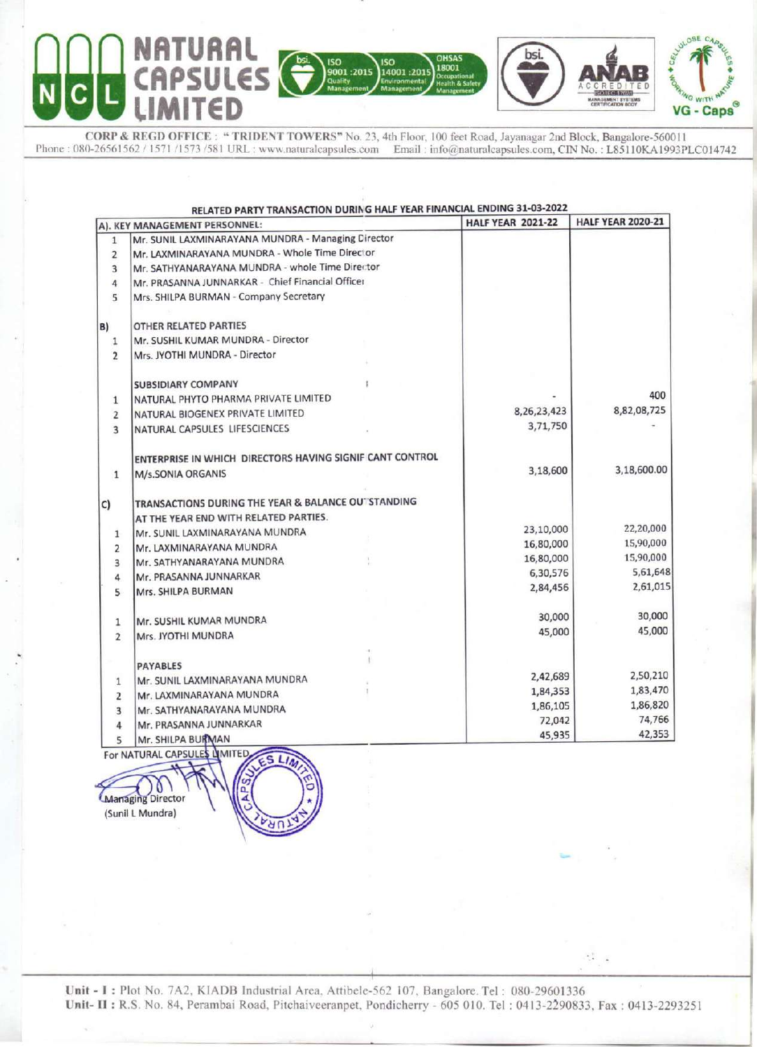# NATURAL CAPSULES LIMITED

CORP & REGD OFFICE : "TRIDENT TOWERS" No. 23, 4th Floor, 100 feet Road, Jayanagar 2nd Block, Bangalore-560011
Phone : 080-26561562 / 1571 /1573 /581 URL : www.naturalcapsules.com Email : info@naturalcapsules.com, CIN No. : L85110KA1993PLC014742

## RELATED PARTY TRANSACTION DURING HALF YEAR FINANCIAL ENDING 31-03-2022

| | A). KEY MANAGEMENT PERSONNEL: | HALF YEAR 2021-22 | HALF YEAR 2020-21 |
|---|---|---|---|
| 1 | Mr. SUNIL LAXMINARAYANA MUNDRA - Managing Director | | |
| 2 | Mr. LAXMINARAYANA MUNDRA - Whole Time Director | | |
| 3 | Mr. SATHYANARAYANA MUNDRA - whole Time Director | | |
| 4 | Mr. PRASANNA JUNNARKAR - Chief Financial Officer | | |
| 5 | Mrs. SHILPA BURMAN - Company Secretary | | |
| B) | OTHER RELATED PARTIES | | |
| 1 | Mr. SUSHIL KUMAR MUNDRA - Director | | |
| 2 | Mrs. JYOTHI MUNDRA - Director | | |
| | SUBSIDIARY COMPANY | | |
| 1 | NATURAL PHYTO PHARMA PRIVATE LIMITED | - | 400 |
| 2 | NATURAL BIOGENEX PRIVATE LIMITED | 8,26,23,423 | 8,82,08,725 |
| 3 | NATURAL CAPSULES LIFESCIENCES | 3,71,750 | - |
| | ENTERPRISE IN WHICH DIRECTORS HAVING SIGNIFICANT CONTROL | | |
| 1 | M/s.SONIA ORGANIS | 3,18,600 | 3,18,600.00 |
| C) | TRANSACTIONS DURING THE YEAR & BALANCE OUTSTANDING AT THE YEAR END WITH RELATED PARTIES. | | |
| 1 | Mr. SUNIL LAXMINARAYANA MUNDRA | 23,10,000 | 22,20,000 |
| 2 | Mr. LAXMINARAYANA MUNDRA | 16,80,000 | 15,90,000 |
| 3 | Mr. SATHYANARAYANA MUNDRA | 16,80,000 | 15,90,000 |
| 4 | Mr. PRASANNA JUNNARKAR | 6,30,576 | 5,61,648 |
| 5 | Mrs. SHILPA BURMAN | 2,84,456 | 2,61,015 |
| 1 | Mr. SUSHIL KUMAR MUNDRA | 30,000 | 30,000 |
| 2 | Mrs. JYOTHI MUNDRA | 45,000 | 45,000 |
| | PAYABLES | | |
| 1 | Mr. SUNIL LAXMINARAYANA MUNDRA | 2,42,689 | 2,50,210 |
| 2 | Mr. LAXMINARAYANA MUNDRA | 1,84,353 | 1,83,470 |
| 3 | Mr. SATHYANARAYANA MUNDRA | 1,86,105 | 1,86,820 |
| 4 | Mr. PRASANNA JUNNARKAR | 72,042 | 74,766 |
| 5 | Mr. SHILPA BURMAN | 45,935 | 42,353 |

For NATURAL CAPSULES LIMITED

Managing Director
(Sunil L Mundra)

Unit - I : Plot No. 7A2, KIADB Industrial Area, Attibele-562 107, Bangalore. Tel : 080-29601336
Unit- II : R.S. No. 84, Perambai Road, Pitchaiveeranpet, Pondicherry - 605 010. Tel : 0413-2290833, Fax : 0413-2293251